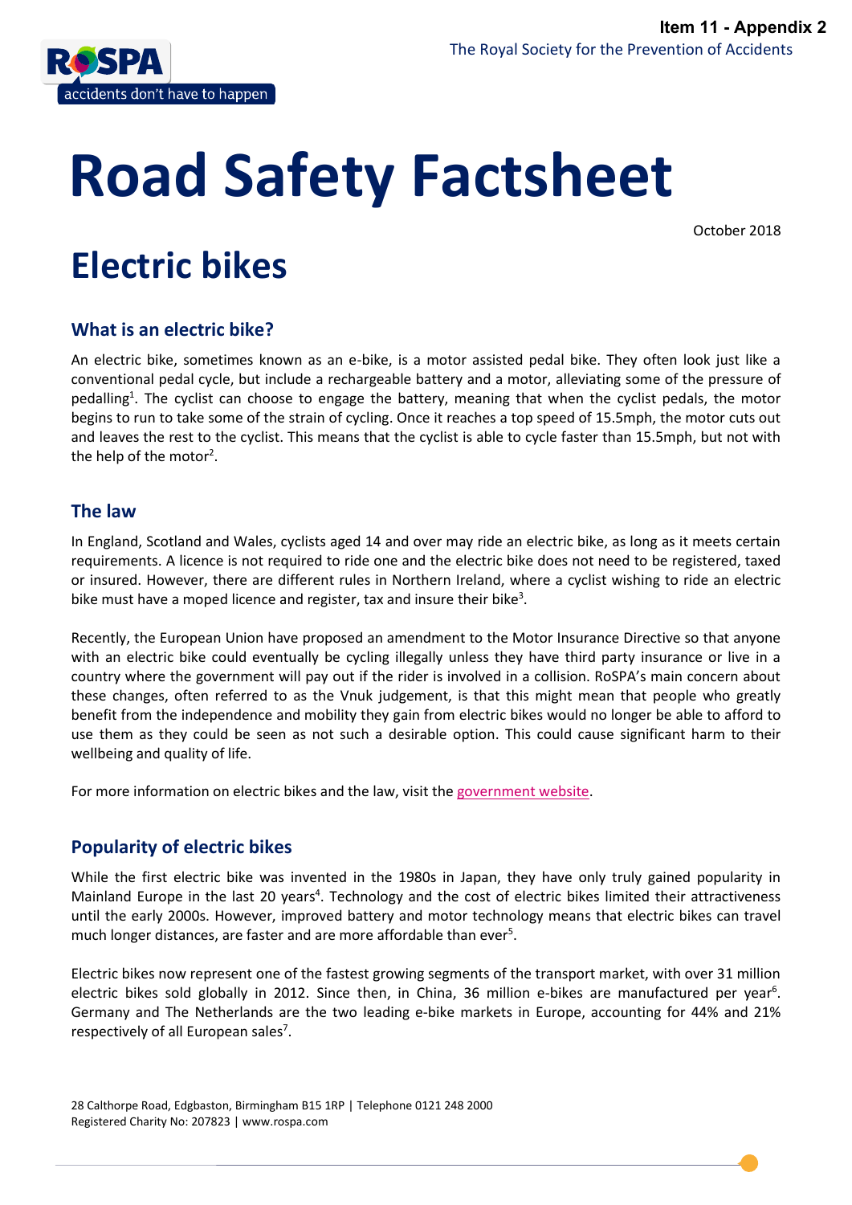Item 11 - Appendix 2

The Royal Society for the Prevention of Accidents

# Road Safety Factsheet

October 2018

# Electric bikes

## What is an electric bike?

An electric bike, sometimes known as an e-bike, is a motor assisted pedal bike. They often look just like a conventional pedal cycle, but include a rechargeable battery and a motor, alleviating some of the pressure of pedalling[1]. The cyclist can choose to engage the battery, meaning that when the cyclist pedals, the motor begins to run to take some of the strain of cycling. Once it reaches a top speed of 15.5mph, the motor cuts out and leaves the rest to the cyclist. This means that the cyclist is able to cycle faster than 15.5mph, but not with the help of the motor[2].

## The law

In England, Scotland and Wales, cyclists aged 14 and over may ride an electric bike, as long as it meets certain requirements. A licence is not required to ride one and the electric bike does not need to be registered, taxed or insured. However, there are different rules in Northern Ireland, where a cyclist wishing to ride an electric bike must have a moped licence and register, tax and insure their bike[3].

Recently, the European Union have proposed an amendment to the Motor Insurance Directive so that anyone with an electric bike could eventually be cycling illegally unless they have third party insurance or live in a country where the government will pay out if the rider is involved in a collision. RoSPA's main concern about these changes, often referred to as the Vnuk judgement, is that this might mean that people who greatly benefit from the independence and mobility they gain from electric bikes would no longer be able to afford to use them as they could be seen as not such a desirable option. This could cause significant harm to their wellbeing and quality of life.

For more information on electric bikes and the law, visit the government website.

## Popularity of electric bikes

While the first electric bike was invented in the 1980s in Japan, they have only truly gained popularity in Mainland Europe in the last 20 years[4]. Technology and the cost of electric bikes limited their attractiveness until the early 2000s. However, improved battery and motor technology means that electric bikes can travel much longer distances, are faster and are more affordable than ever[5].

Electric bikes now represent one of the fastest growing segments of the transport market, with over 31 million electric bikes sold globally in 2012. Since then, in China, 36 million e-bikes are manufactured per year[6]. Germany and The Netherlands are the two leading e-bike markets in Europe, accounting for 44% and 21% respectively of all European sales[7].

28 Calthorpe Road, Edgbaston, Birmingham B15 1RP | Telephone 0121 248 2000
Registered Charity No: 207823 | www.rospa.com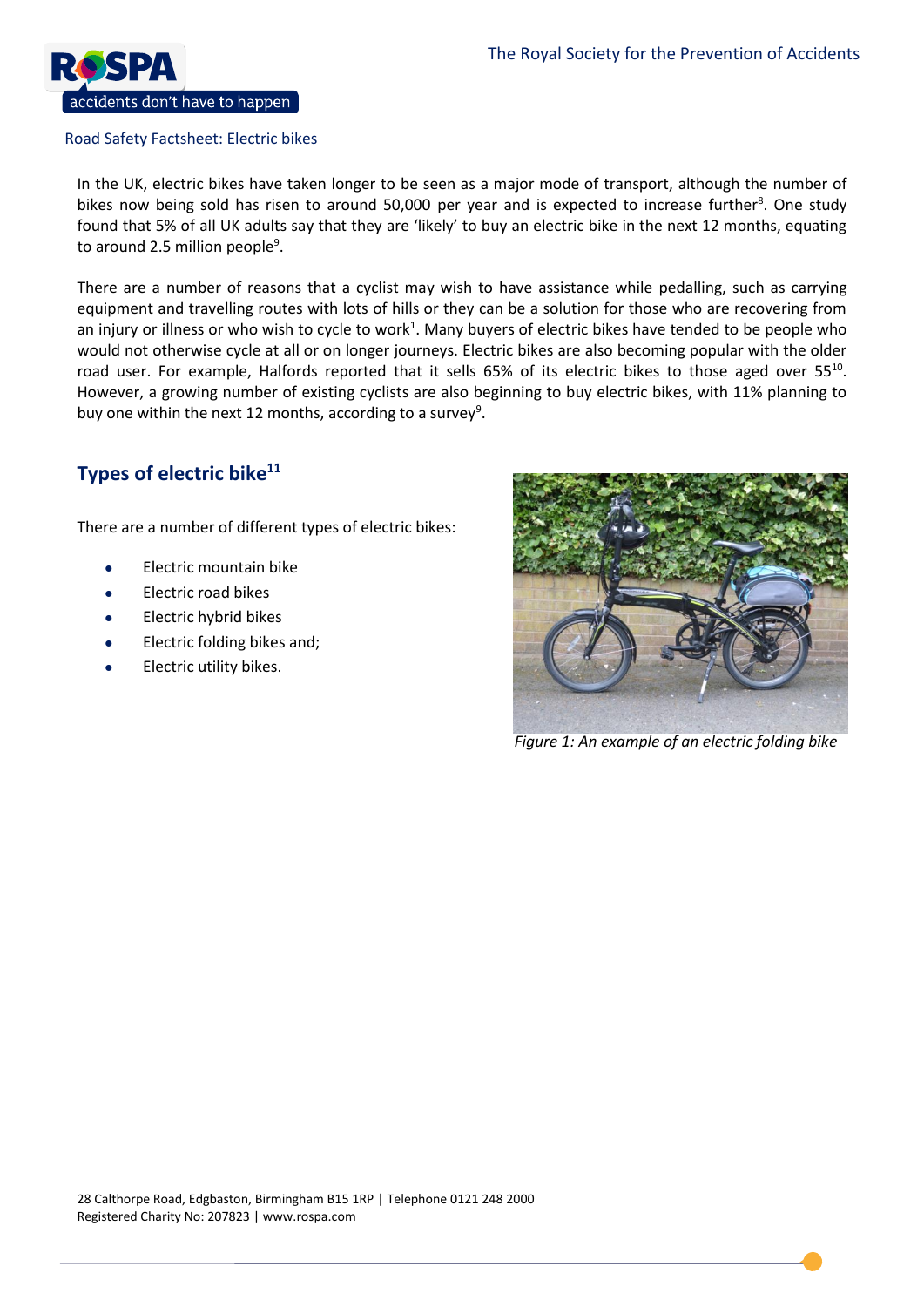In the UK, electric bikes have taken longer to be seen as a major mode of transport, although the number of bikes now being sold has risen to around 50,000 per year and is expected to increase further[8]. One study found that 5% of all UK adults say that they are 'likely' to buy an electric bike in the next 12 months, equating to around 2.5 million people[9].

There are a number of reasons that a cyclist may wish to have assistance while pedalling, such as carrying equipment and travelling routes with lots of hills or they can be a solution for those who are recovering from an injury or illness or who wish to cycle to work[1]. Many buyers of electric bikes have tended to be people who would not otherwise cycle at all or on longer journeys. Electric bikes are also becoming popular with the older road user. For example, Halfords reported that it sells 65% of its electric bikes to those aged over 55[10]. However, a growing number of existing cyclists are also beginning to buy electric bikes, with 11% planning to buy one within the next 12 months, according to a survey[9].

## Types of electric bike[11]

There are a number of different types of electric bikes:

- Electric mountain bike
- Electric road bikes
- Electric hybrid bikes
- Electric folding bikes and;
- Electric utility bikes.

*Figure 1: An example of an electric folding bike*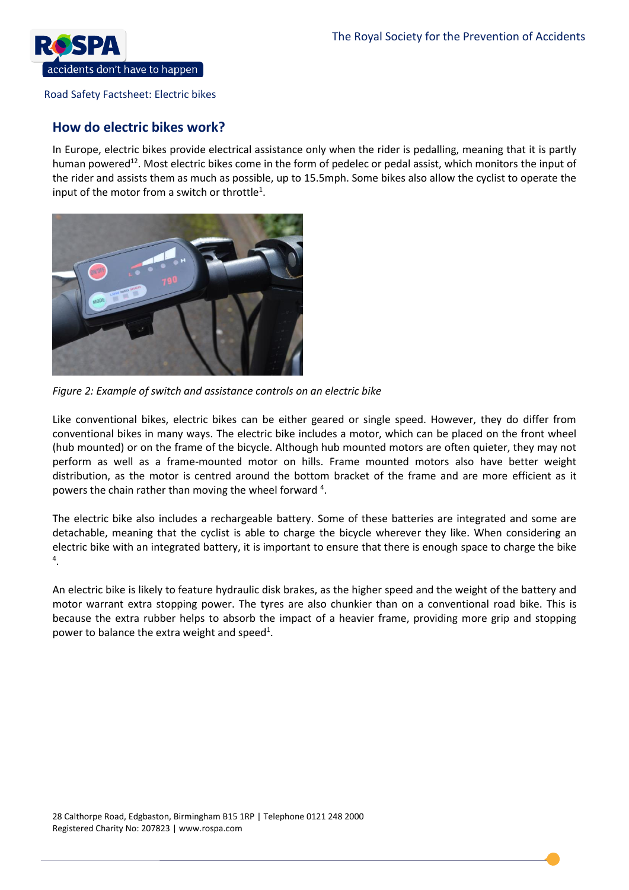## How do electric bikes work?

In Europe, electric bikes provide electrical assistance only when the rider is pedalling, meaning that it is partly human powered[12]. Most electric bikes come in the form of pedelec or pedal assist, which monitors the input of the rider and assists them as much as possible, up to 15.5mph. Some bikes also allow the cyclist to operate the input of the motor from a switch or throttle[1].

*Figure 2: Example of switch and assistance controls on an electric bike*

Like conventional bikes, electric bikes can be either geared or single speed. However, they do differ from conventional bikes in many ways. The electric bike includes a motor, which can be placed on the front wheel (hub mounted) or on the frame of the bicycle. Although hub mounted motors are often quieter, they may not perform as well as a frame-mounted motor on hills. Frame mounted motors also have better weight distribution, as the motor is centred around the bottom bracket of the frame and are more efficient as it powers the chain rather than moving the wheel forward [4].

The electric bike also includes a rechargeable battery. Some of these batteries are integrated and some are detachable, meaning that the cyclist is able to charge the bicycle wherever they like. When considering an electric bike with an integrated battery, it is important to ensure that there is enough space to charge the bike [4].

An electric bike is likely to feature hydraulic disk brakes, as the higher speed and the weight of the battery and motor warrant extra stopping power. The tyres are also chunkier than on a conventional road bike. This is because the extra rubber helps to absorb the impact of a heavier frame, providing more grip and stopping power to balance the extra weight and speed[1].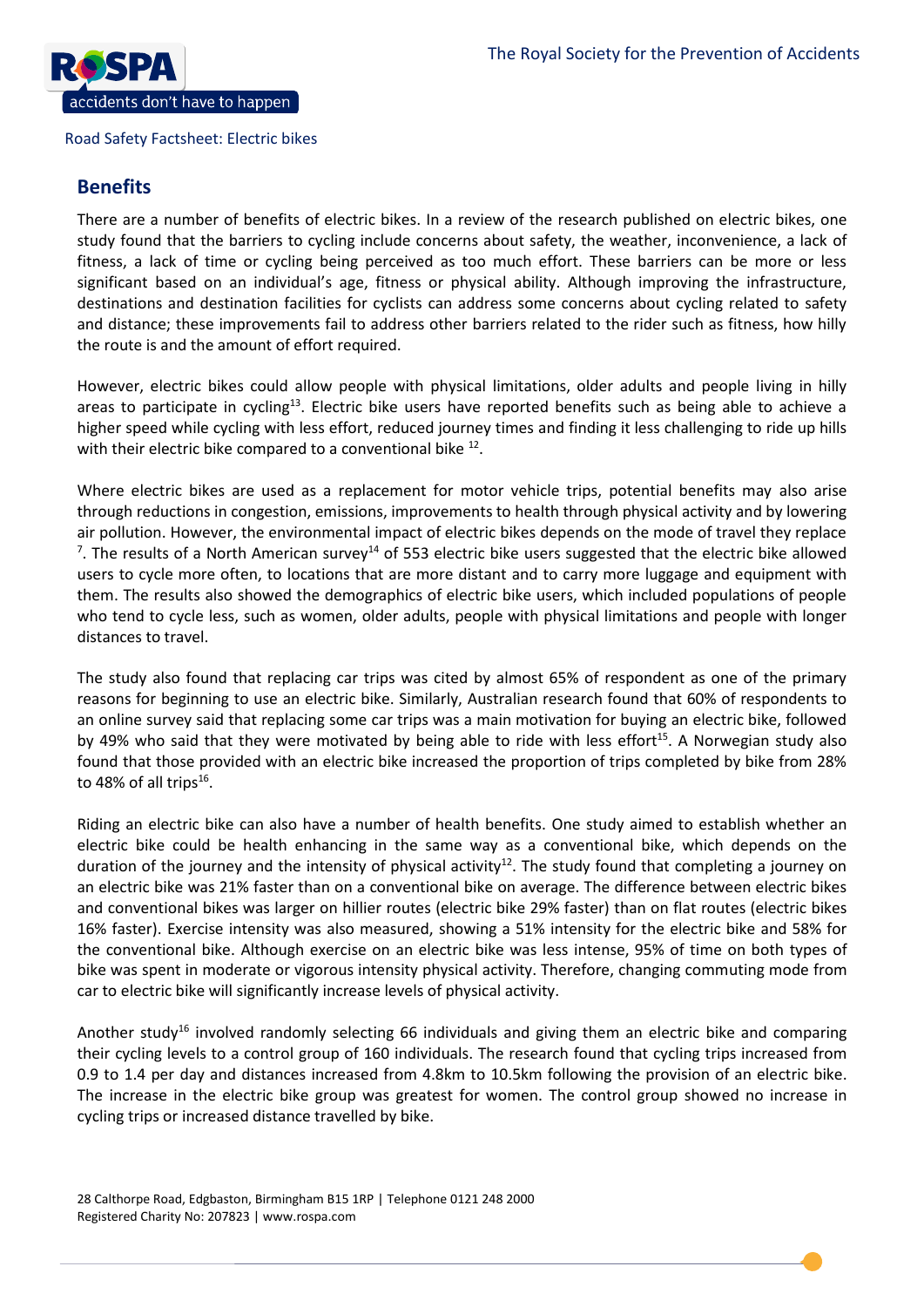## Benefits

There are a number of benefits of electric bikes. In a review of the research published on electric bikes, one study found that the barriers to cycling include concerns about safety, the weather, inconvenience, a lack of fitness, a lack of time or cycling being perceived as too much effort. These barriers can be more or less significant based on an individual's age, fitness or physical ability. Although improving the infrastructure, destinations and destination facilities for cyclists can address some concerns about cycling related to safety and distance; these improvements fail to address other barriers related to the rider such as fitness, how hilly the route is and the amount of effort required.

However, electric bikes could allow people with physical limitations, older adults and people living in hilly areas to participate in cycling[13]. Electric bike users have reported benefits such as being able to achieve a higher speed while cycling with less effort, reduced journey times and finding it less challenging to ride up hills with their electric bike compared to a conventional bike [12].

Where electric bikes are used as a replacement for motor vehicle trips, potential benefits may also arise through reductions in congestion, emissions, improvements to health through physical activity and by lowering air pollution. However, the environmental impact of electric bikes depends on the mode of travel they replace [7]. The results of a North American survey[14] of 553 electric bike users suggested that the electric bike allowed users to cycle more often, to locations that are more distant and to carry more luggage and equipment with them. The results also showed the demographics of electric bike users, which included populations of people who tend to cycle less, such as women, older adults, people with physical limitations and people with longer distances to travel.

The study also found that replacing car trips was cited by almost 65% of respondent as one of the primary reasons for beginning to use an electric bike. Similarly, Australian research found that 60% of respondents to an online survey said that replacing some car trips was a main motivation for buying an electric bike, followed by 49% who said that they were motivated by being able to ride with less effort[15]. A Norwegian study also found that those provided with an electric bike increased the proportion of trips completed by bike from 28% to 48% of all trips[16].

Riding an electric bike can also have a number of health benefits. One study aimed to establish whether an electric bike could be health enhancing in the same way as a conventional bike, which depends on the duration of the journey and the intensity of physical activity[12]. The study found that completing a journey on an electric bike was 21% faster than on a conventional bike on average. The difference between electric bikes and conventional bikes was larger on hillier routes (electric bike 29% faster) than on flat routes (electric bikes 16% faster). Exercise intensity was also measured, showing a 51% intensity for the electric bike and 58% for the conventional bike. Although exercise on an electric bike was less intense, 95% of time on both types of bike was spent in moderate or vigorous intensity physical activity. Therefore, changing commuting mode from car to electric bike will significantly increase levels of physical activity.

Another study[16] involved randomly selecting 66 individuals and giving them an electric bike and comparing their cycling levels to a control group of 160 individuals. The research found that cycling trips increased from 0.9 to 1.4 per day and distances increased from 4.8km to 10.5km following the provision of an electric bike. The increase in the electric bike group was greatest for women. The control group showed no increase in cycling trips or increased distance travelled by bike.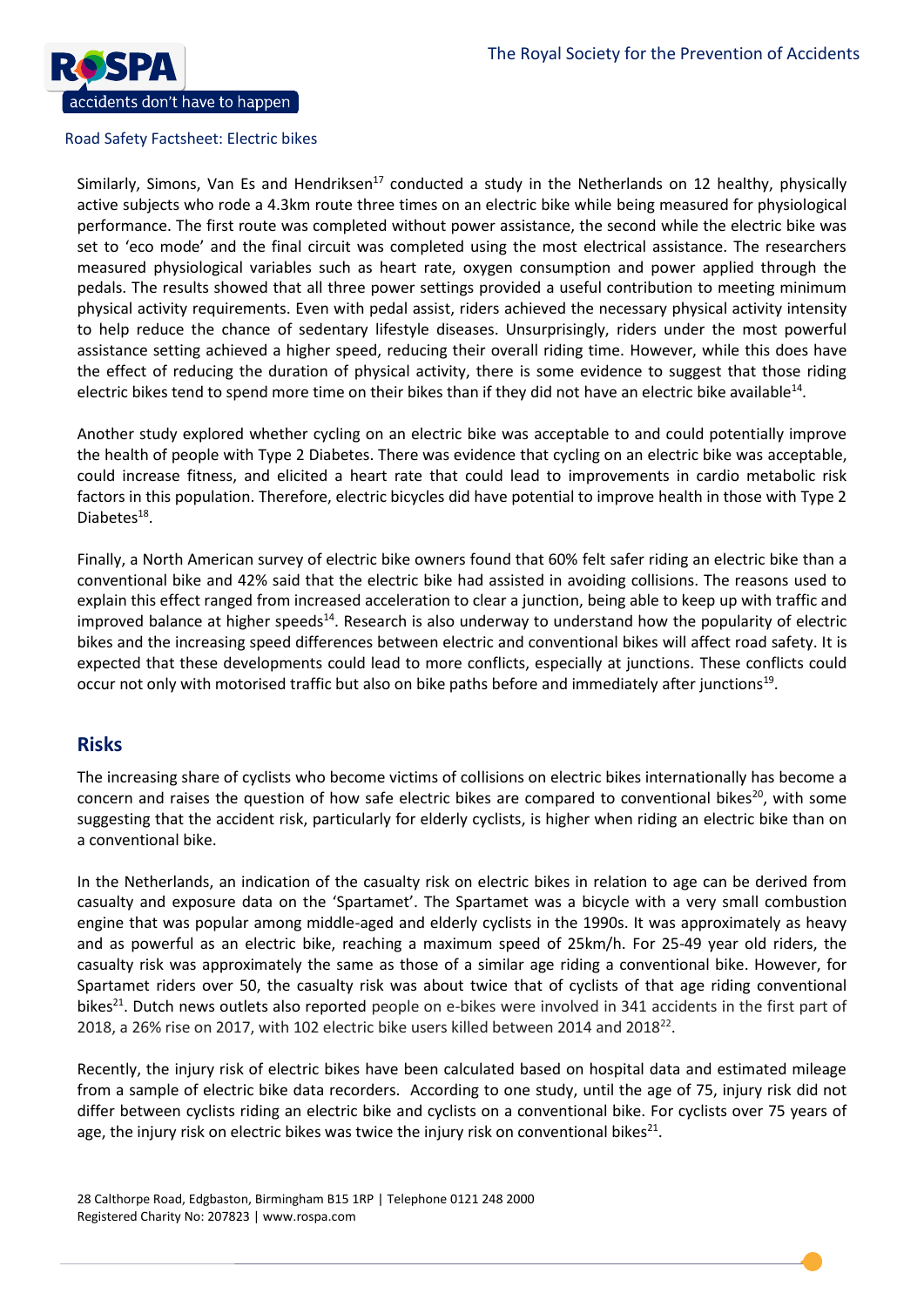Similarly, Simons, Van Es and Hendriksen[17] conducted a study in the Netherlands on 12 healthy, physically active subjects who rode a 4.3km route three times on an electric bike while being measured for physiological performance. The first route was completed without power assistance, the second while the electric bike was set to 'eco mode' and the final circuit was completed using the most electrical assistance. The researchers measured physiological variables such as heart rate, oxygen consumption and power applied through the pedals. The results showed that all three power settings provided a useful contribution to meeting minimum physical activity requirements. Even with pedal assist, riders achieved the necessary physical activity intensity to help reduce the chance of sedentary lifestyle diseases. Unsurprisingly, riders under the most powerful assistance setting achieved a higher speed, reducing their overall riding time. However, while this does have the effect of reducing the duration of physical activity, there is some evidence to suggest that those riding electric bikes tend to spend more time on their bikes than if they did not have an electric bike available[14].

Another study explored whether cycling on an electric bike was acceptable to and could potentially improve the health of people with Type 2 Diabetes. There was evidence that cycling on an electric bike was acceptable, could increase fitness, and elicited a heart rate that could lead to improvements in cardio metabolic risk factors in this population. Therefore, electric bicycles did have potential to improve health in those with Type 2 Diabetes[18].

Finally, a North American survey of electric bike owners found that 60% felt safer riding an electric bike than a conventional bike and 42% said that the electric bike had assisted in avoiding collisions. The reasons used to explain this effect ranged from increased acceleration to clear a junction, being able to keep up with traffic and improved balance at higher speeds[14]. Research is also underway to understand how the popularity of electric bikes and the increasing speed differences between electric and conventional bikes will affect road safety. It is expected that these developments could lead to more conflicts, especially at junctions. These conflicts could occur not only with motorised traffic but also on bike paths before and immediately after junctions[19].

## Risks

The increasing share of cyclists who become victims of collisions on electric bikes internationally has become a concern and raises the question of how safe electric bikes are compared to conventional bikes[20], with some suggesting that the accident risk, particularly for elderly cyclists, is higher when riding an electric bike than on a conventional bike.

In the Netherlands, an indication of the casualty risk on electric bikes in relation to age can be derived from casualty and exposure data on the 'Spartamet'. The Spartamet was a bicycle with a very small combustion engine that was popular among middle-aged and elderly cyclists in the 1990s. It was approximately as heavy and as powerful as an electric bike, reaching a maximum speed of 25km/h. For 25-49 year old riders, the casualty risk was approximately the same as those of a similar age riding a conventional bike. However, for Spartamet riders over 50, the casualty risk was about twice that of cyclists of that age riding conventional bikes[21]. Dutch news outlets also reported people on e-bikes were involved in 341 accidents in the first part of 2018, a 26% rise on 2017, with 102 electric bike users killed between 2014 and 2018[22].

Recently, the injury risk of electric bikes have been calculated based on hospital data and estimated mileage from a sample of electric bike data recorders. According to one study, until the age of 75, injury risk did not differ between cyclists riding an electric bike and cyclists on a conventional bike. For cyclists over 75 years of age, the injury risk on electric bikes was twice the injury risk on conventional bikes[21].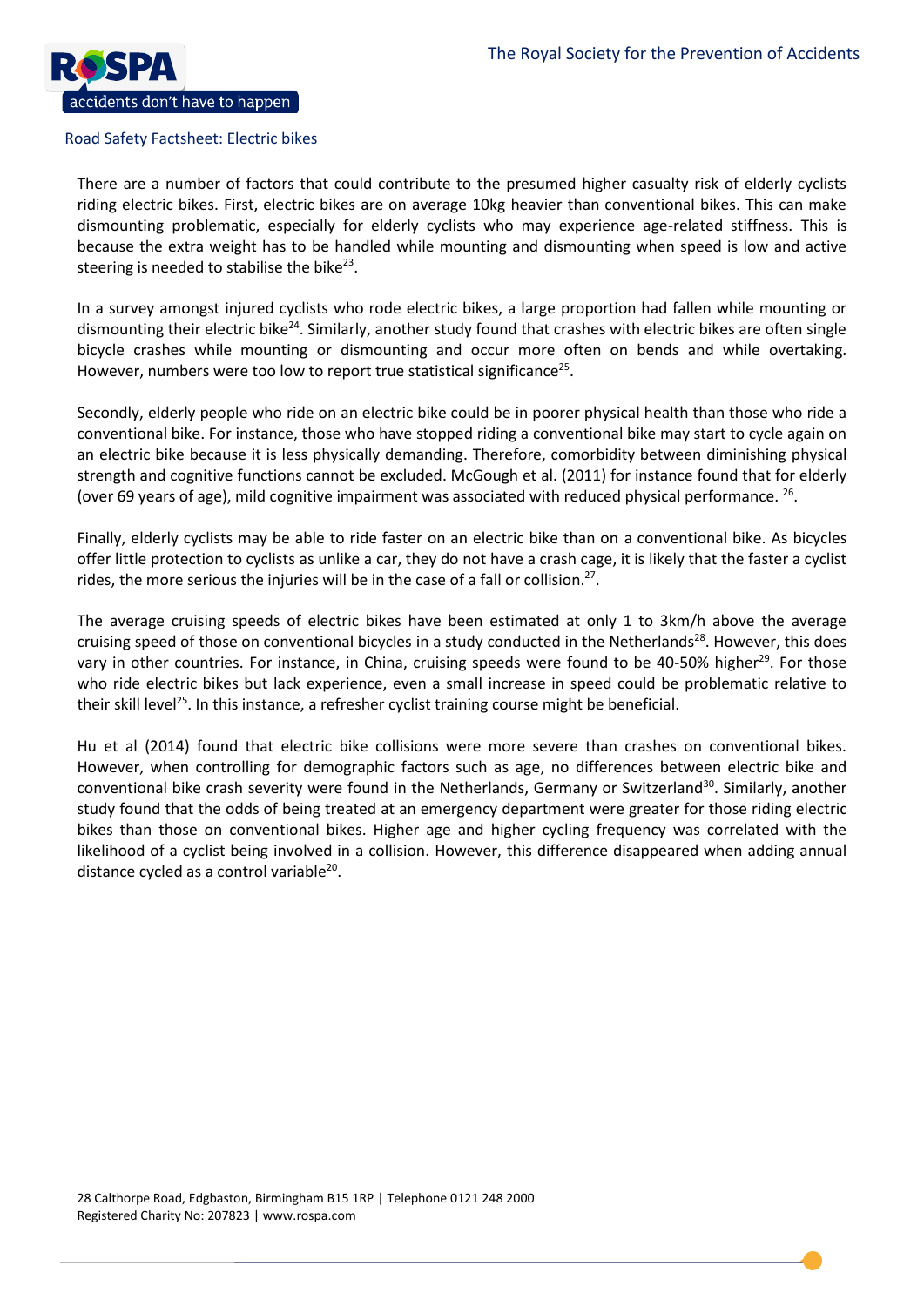There are a number of factors that could contribute to the presumed higher casualty risk of elderly cyclists riding electric bikes. First, electric bikes are on average 10kg heavier than conventional bikes. This can make dismounting problematic, especially for elderly cyclists who may experience age-related stiffness. This is because the extra weight has to be handled while mounting and dismounting when speed is low and active steering is needed to stabilise the bike[23].

In a survey amongst injured cyclists who rode electric bikes, a large proportion had fallen while mounting or dismounting their electric bike[24]. Similarly, another study found that crashes with electric bikes are often single bicycle crashes while mounting or dismounting and occur more often on bends and while overtaking. However, numbers were too low to report true statistical significance[25].

Secondly, elderly people who ride on an electric bike could be in poorer physical health than those who ride a conventional bike. For instance, those who have stopped riding a conventional bike may start to cycle again on an electric bike because it is less physically demanding. Therefore, comorbidity between diminishing physical strength and cognitive functions cannot be excluded. McGough et al. (2011) for instance found that for elderly (over 69 years of age), mild cognitive impairment was associated with reduced physical performance. [26].

Finally, elderly cyclists may be able to ride faster on an electric bike than on a conventional bike. As bicycles offer little protection to cyclists as unlike a car, they do not have a crash cage, it is likely that the faster a cyclist rides, the more serious the injuries will be in the case of a fall or collision.[27].

The average cruising speeds of electric bikes have been estimated at only 1 to 3km/h above the average cruising speed of those on conventional bicycles in a study conducted in the Netherlands[28]. However, this does vary in other countries. For instance, in China, cruising speeds were found to be 40-50% higher[29]. For those who ride electric bikes but lack experience, even a small increase in speed could be problematic relative to their skill level[25]. In this instance, a refresher cyclist training course might be beneficial.

Hu et al (2014) found that electric bike collisions were more severe than crashes on conventional bikes. However, when controlling for demographic factors such as age, no differences between electric bike and conventional bike crash severity were found in the Netherlands, Germany or Switzerland[30]. Similarly, another study found that the odds of being treated at an emergency department were greater for those riding electric bikes than those on conventional bikes. Higher age and higher cycling frequency was correlated with the likelihood of a cyclist being involved in a collision. However, this difference disappeared when adding annual distance cycled as a control variable[20].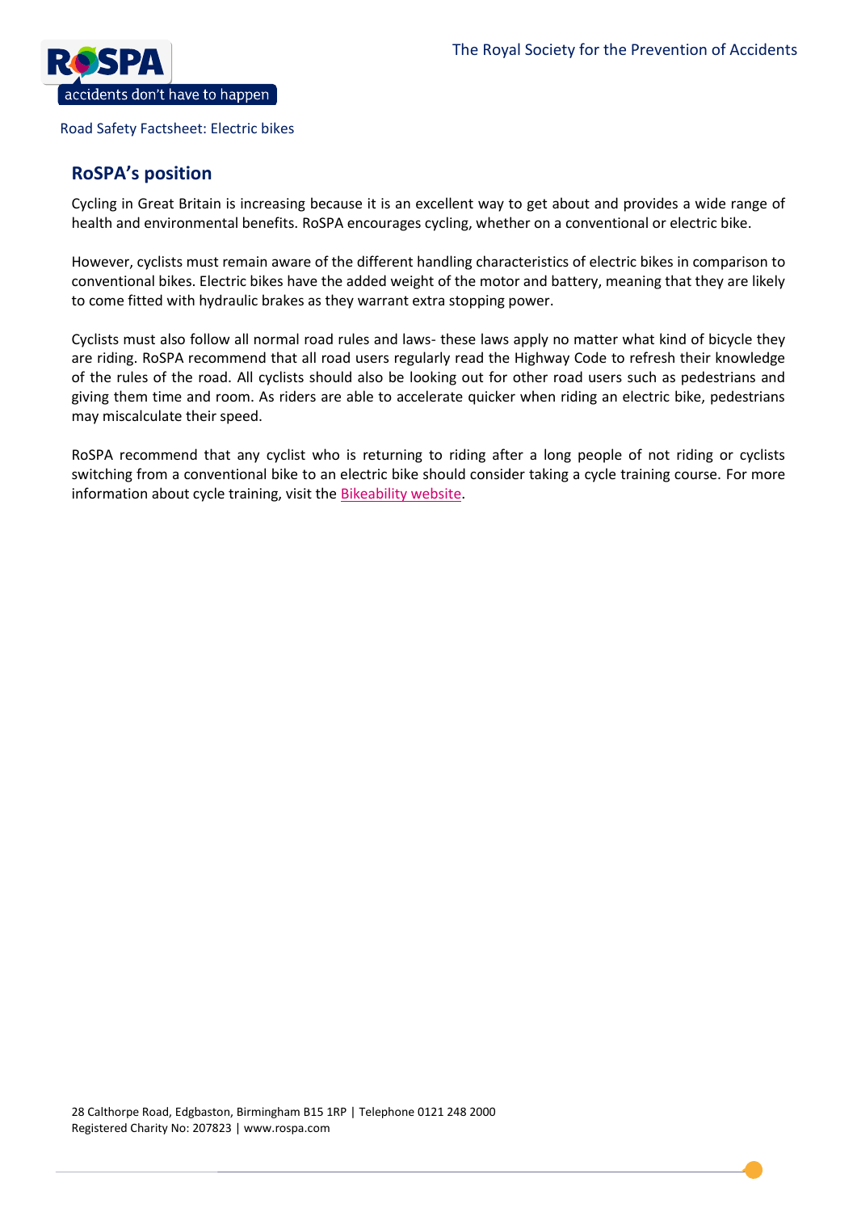## RoSPA's position

Cycling in Great Britain is increasing because it is an excellent way to get about and provides a wide range of health and environmental benefits. RoSPA encourages cycling, whether on a conventional or electric bike.

However, cyclists must remain aware of the different handling characteristics of electric bikes in comparison to conventional bikes. Electric bikes have the added weight of the motor and battery, meaning that they are likely to come fitted with hydraulic brakes as they warrant extra stopping power.

Cyclists must also follow all normal road rules and laws- these laws apply no matter what kind of bicycle they are riding. RoSPA recommend that all road users regularly read the Highway Code to refresh their knowledge of the rules of the road. All cyclists should also be looking out for other road users such as pedestrians and giving them time and room. As riders are able to accelerate quicker when riding an electric bike, pedestrians may miscalculate their speed.

RoSPA recommend that any cyclist who is returning to riding after a long people of not riding or cyclists switching from a conventional bike to an electric bike should consider taking a cycle training course. For more information about cycle training, visit the Bikeability website.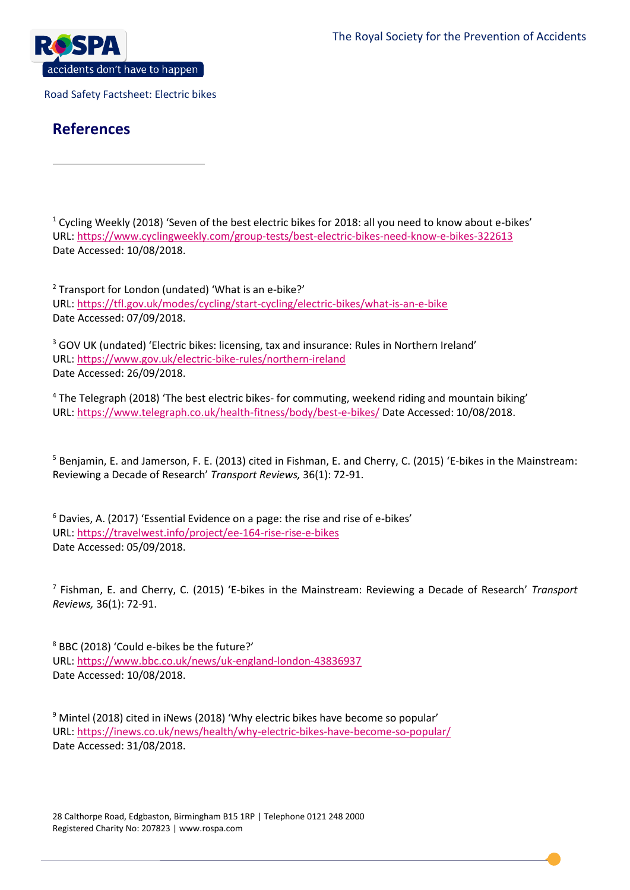## References

[1] Cycling Weekly (2018) 'Seven of the best electric bikes for 2018: all you need to know about e-bikes'
URL: https://www.cyclingweekly.com/group-tests/best-electric-bikes-need-know-e-bikes-322613
Date Accessed: 10/08/2018.

[2] Transport for London (undated) 'What is an e-bike?'
URL: https://tfl.gov.uk/modes/cycling/start-cycling/electric-bikes/what-is-an-e-bike
Date Accessed: 07/09/2018.

[3] GOV UK (undated) 'Electric bikes: licensing, tax and insurance: Rules in Northern Ireland'
URL: https://www.gov.uk/electric-bike-rules/northern-ireland
Date Accessed: 26/09/2018.

[4] The Telegraph (2018) 'The best electric bikes- for commuting, weekend riding and mountain biking'
URL: https://www.telegraph.co.uk/health-fitness/body/best-e-bikes/ Date Accessed: 10/08/2018.

[5] Benjamin, E. and Jamerson, F. E. (2013) cited in Fishman, E. and Cherry, C. (2015) 'E-bikes in the Mainstream: Reviewing a Decade of Research' *Transport Reviews,* 36(1): 72-91.

[6] Davies, A. (2017) 'Essential Evidence on a page: the rise and rise of e-bikes'
URL: https://travelwest.info/project/ee-164-rise-rise-e-bikes
Date Accessed: 05/09/2018.

[7] Fishman, E. and Cherry, C. (2015) 'E-bikes in the Mainstream: Reviewing a Decade of Research' *Transport Reviews,* 36(1): 72-91.

[8] BBC (2018) 'Could e-bikes be the future?'
URL: https://www.bbc.co.uk/news/uk-england-london-43836937
Date Accessed: 10/08/2018.

[9] Mintel (2018) cited in iNews (2018) 'Why electric bikes have become so popular'
URL: https://inews.co.uk/news/health/why-electric-bikes-have-become-so-popular/
Date Accessed: 31/08/2018.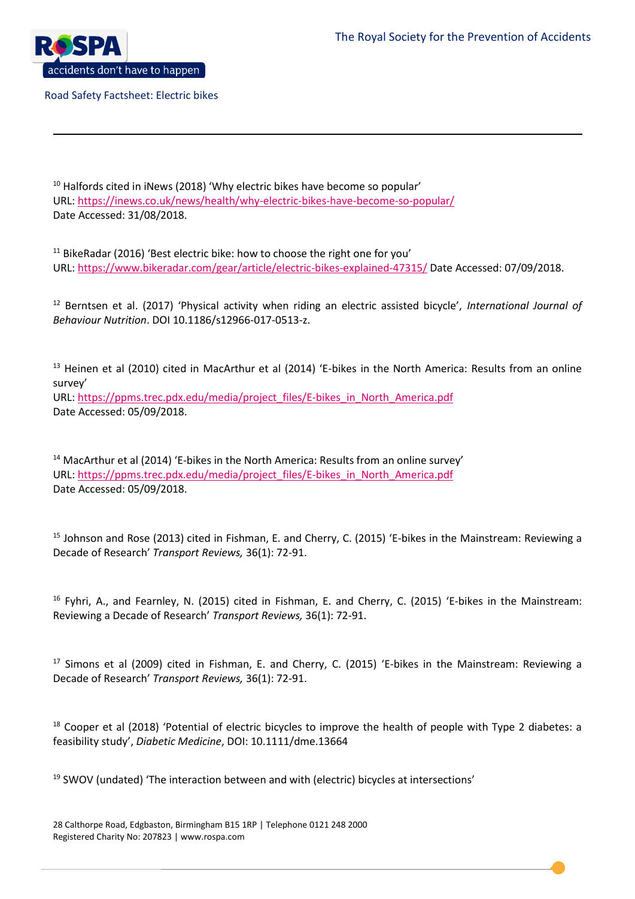[10] Halfords cited in iNews (2018) 'Why electric bikes have become so popular'
URL: https://inews.co.uk/news/health/why-electric-bikes-have-become-so-popular/
Date Accessed: 31/08/2018.

[11] BikeRadar (2016) 'Best electric bike: how to choose the right one for you'
URL: https://www.bikeradar.com/gear/article/electric-bikes-explained-47315/ Date Accessed: 07/09/2018.

[12] Berntsen et al. (2017) 'Physical activity when riding an electric assisted bicycle', *International Journal of Behaviour Nutrition*. DOI 10.1186/s12966-017-0513-z.

[13] Heinen et al (2010) cited in MacArthur et al (2014) 'E-bikes in the North America: Results from an online survey'
URL: https://ppms.trec.pdx.edu/media/project_files/E-bikes_in_North_America.pdf
Date Accessed: 05/09/2018.

[14] MacArthur et al (2014) 'E-bikes in the North America: Results from an online survey'
URL: https://ppms.trec.pdx.edu/media/project_files/E-bikes_in_North_America.pdf
Date Accessed: 05/09/2018.

[15] Johnson and Rose (2013) cited in Fishman, E. and Cherry, C. (2015) 'E-bikes in the Mainstream: Reviewing a Decade of Research' *Transport Reviews,* 36(1): 72-91.

[16] Fyhri, A., and Fearnley, N. (2015) cited in Fishman, E. and Cherry, C. (2015) 'E-bikes in the Mainstream: Reviewing a Decade of Research' *Transport Reviews,* 36(1): 72-91.

[17] Simons et al (2009) cited in Fishman, E. and Cherry, C. (2015) 'E-bikes in the Mainstream: Reviewing a Decade of Research' *Transport Reviews,* 36(1): 72-91.

[18] Cooper et al (2018) 'Potential of electric bicycles to improve the health of people with Type 2 diabetes: a feasibility study', *Diabetic Medicine*, DOI: 10.1111/dme.13664

[19] SWOV (undated) 'The interaction between and with (electric) bicycles at intersections'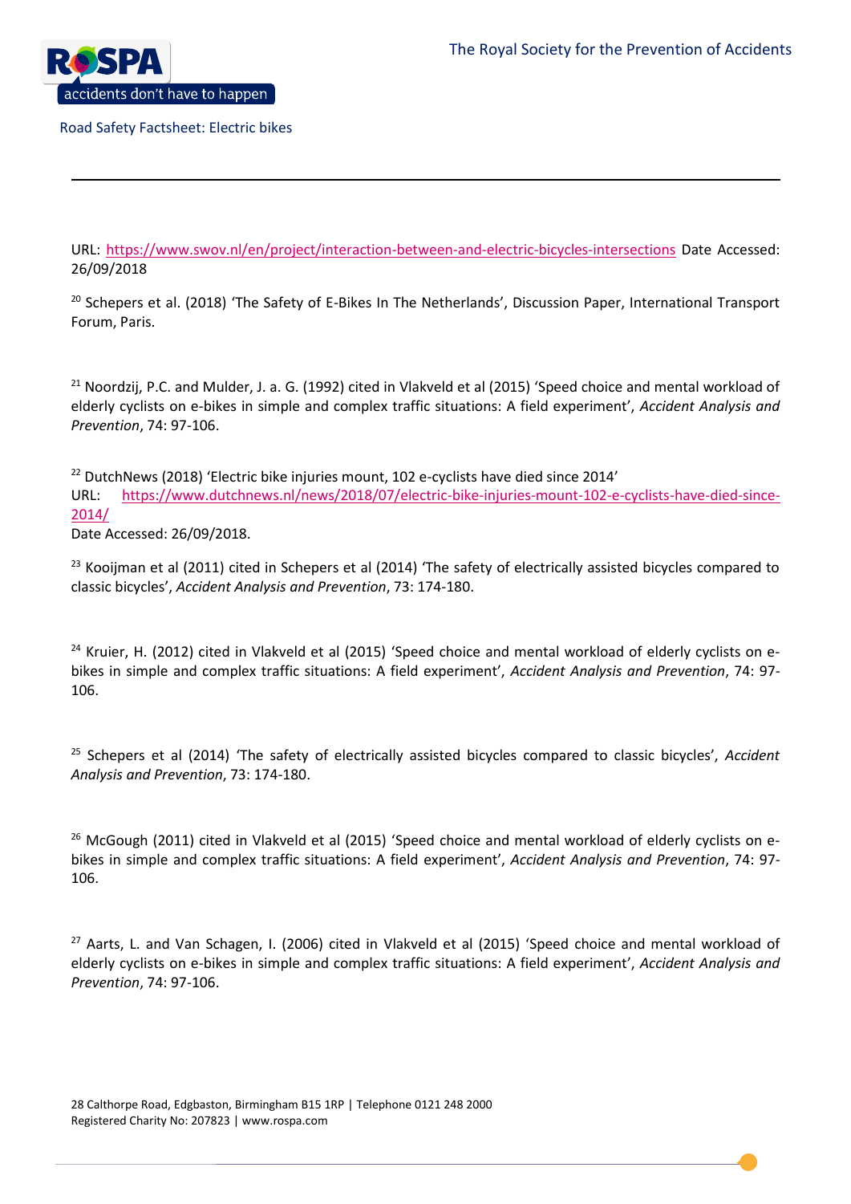URL: https://www.swov.nl/en/project/interaction-between-and-electric-bicycles-intersections Date Accessed: 26/09/2018

[20] Schepers et al. (2018) 'The Safety of E-Bikes In The Netherlands', Discussion Paper, International Transport Forum, Paris.

[21] Noordzij, P.C. and Mulder, J. a. G. (1992) cited in Vlakveld et al (2015) 'Speed choice and mental workload of elderly cyclists on e-bikes in simple and complex traffic situations: A field experiment', *Accident Analysis and Prevention*, 74: 97-106.

[22] DutchNews (2018) 'Electric bike injuries mount, 102 e-cyclists have died since 2014'
URL: https://www.dutchnews.nl/news/2018/07/electric-bike-injuries-mount-102-e-cyclists-have-died-since-2014/
Date Accessed: 26/09/2018.

[23] Kooijman et al (2011) cited in Schepers et al (2014) 'The safety of electrically assisted bicycles compared to classic bicycles', *Accident Analysis and Prevention*, 73: 174-180.

[24] Kruier, H. (2012) cited in Vlakveld et al (2015) 'Speed choice and mental workload of elderly cyclists on e-bikes in simple and complex traffic situations: A field experiment', *Accident Analysis and Prevention*, 74: 97-106.

[25] Schepers et al (2014) 'The safety of electrically assisted bicycles compared to classic bicycles', *Accident Analysis and Prevention*, 73: 174-180.

[26] McGough (2011) cited in Vlakveld et al (2015) 'Speed choice and mental workload of elderly cyclists on e-bikes in simple and complex traffic situations: A field experiment', *Accident Analysis and Prevention*, 74: 97-106.

[27] Aarts, L. and Van Schagen, I. (2006) cited in Vlakveld et al (2015) 'Speed choice and mental workload of elderly cyclists on e-bikes in simple and complex traffic situations: A field experiment', *Accident Analysis and Prevention*, 74: 97-106.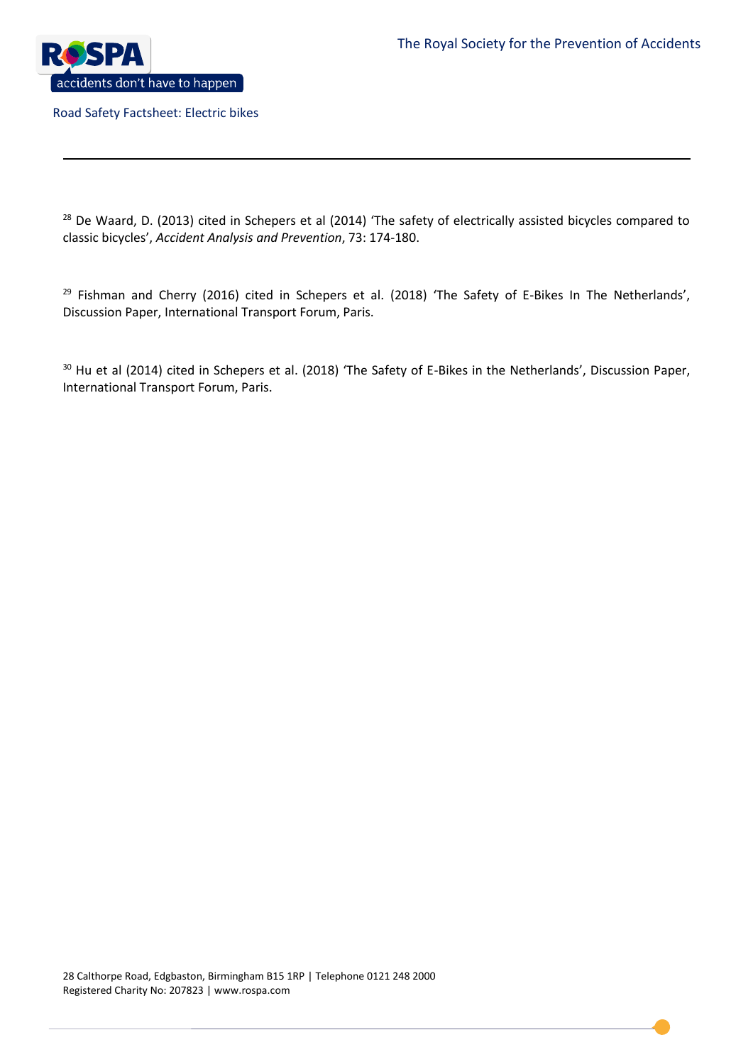[28] De Waard, D. (2013) cited in Schepers et al (2014) 'The safety of electrically assisted bicycles compared to classic bicycles', *Accident Analysis and Prevention*, 73: 174-180.

[29] Fishman and Cherry (2016) cited in Schepers et al. (2018) 'The Safety of E-Bikes In The Netherlands', Discussion Paper, International Transport Forum, Paris.

[30] Hu et al (2014) cited in Schepers et al. (2018) 'The Safety of E-Bikes in the Netherlands', Discussion Paper, International Transport Forum, Paris.